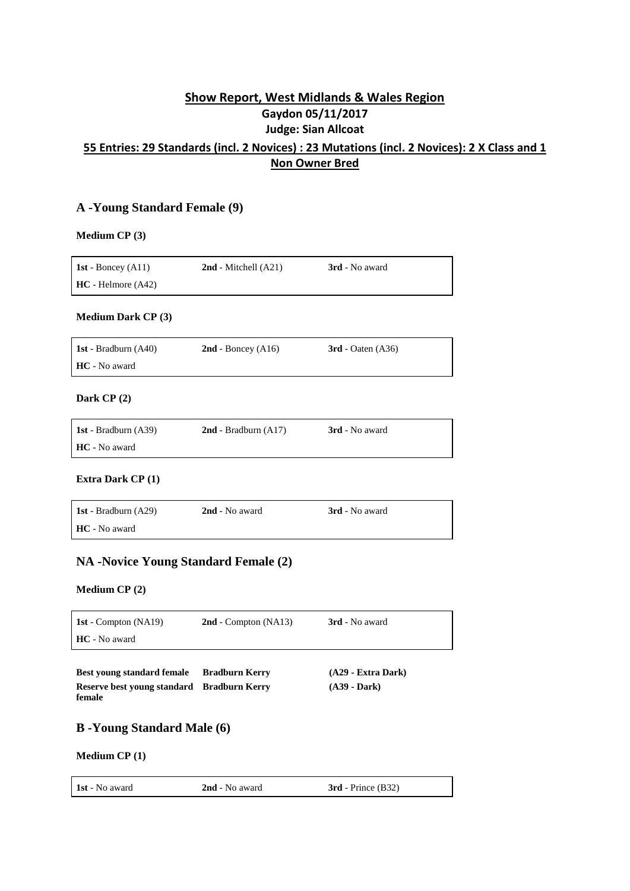# Show Report, West Midlands & Wales Region

**Gaydon 05/11/2017**

**Judge: Sian Allcoat**

**55 Entries: 29 Standards (incl. 2 Novices) : 23 Mutations (incl. 2 Novices): 2 X Class and 1 Non Owner Bred**

## A -Young Standard Female (9)

### Medium CP (3)

| | | |
|---|---|---|
| **1st** - Boncey (A11) | **2nd** - Mitchell (A21) | **3rd** - No award |
| **HC** - Helmore (A42) | | |

### Medium Dark CP (3)

| | | |
|---|---|---|
| **1st** - Bradburn (A40) | **2nd** - Boncey (A16) | **3rd** - Oaten (A36) |
| **HC** - No award | | |

### Dark CP (2)

| | | |
|---|---|---|
| **1st** - Bradburn (A39) | **2nd** - Bradburn (A17) | **3rd** - No award |
| **HC** - No award | | |

### Extra Dark CP (1)

| | | |
|---|---|---|
| **1st** - Bradburn (A29) | **2nd** - No award | **3rd** - No award |
| **HC** - No award | | |

## NA -Novice Young Standard Female (2)

### Medium CP (2)

| | | |
|---|---|---|
| **1st** - Compton (NA19) | **2nd** - Compton (NA13) | **3rd** - No award |
| **HC** - No award | | |

| | | |
|---|---|---|
| **Best young standard female** | **Bradburn Kerry** | **(A29 - Extra Dark)** |
| **Reserve best young standard female** | **Bradburn Kerry** | **(A39 - Dark)** |

## B -Young Standard Male (6)

### Medium CP (1)

| | | |
|---|---|---|
| **1st** - No award | **2nd** - No award | **3rd** - Prince (B32) |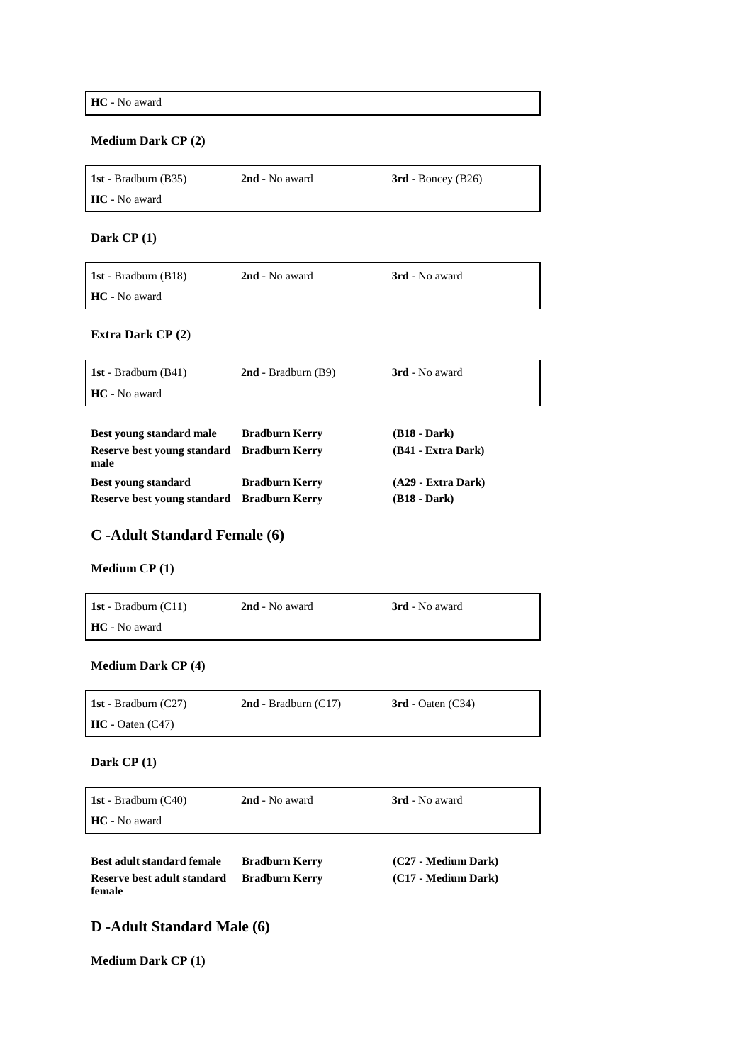**HC** - No award

**Medium Dark CP (2)**

| | | |
|---|---|---|
| **1st** - Bradburn (B35) | **2nd** - No award | **3rd** - Boncey (B26) |
| **HC** - No award | | |

**Dark CP (1)**

| | | |
|---|---|---|
| **1st** - Bradburn (B18) | **2nd** - No award | **3rd** - No award |
| **HC** - No award | | |

**Extra Dark CP (2)**

| | | |
|---|---|---|
| **1st** - Bradburn (B41) | **2nd** - Bradburn (B9) | **3rd** - No award |
| **HC** - No award | | |

| | | |
|---|---|---|
| **Best young standard male** | **Bradburn Kerry** | **(B18 - Dark)** |
| **Reserve best young standard male** | **Bradburn Kerry** | **(B41 - Extra Dark)** |
| **Best young standard** | **Bradburn Kerry** | **(A29 - Extra Dark)** |
| **Reserve best young standard** | **Bradburn Kerry** | **(B18 - Dark)** |

## C -Adult Standard Female (6)

**Medium CP (1)**

| | | |
|---|---|---|
| **1st** - Bradburn (C11) | **2nd** - No award | **3rd** - No award |
| **HC** - No award | | |

**Medium Dark CP (4)**

| | | |
|---|---|---|
| **1st** - Bradburn (C27) | **2nd** - Bradburn (C17) | **3rd** - Oaten (C34) |
| **HC** - Oaten (C47) | | |

**Dark CP (1)**

| | | |
|---|---|---|
| **1st** - Bradburn (C40) | **2nd** - No award | **3rd** - No award |
| **HC** - No award | | |

| | | |
|---|---|---|
| **Best adult standard female** | **Bradburn Kerry** | **(C27 - Medium Dark)** |
| **Reserve best adult standard female** | **Bradburn Kerry** | **(C17 - Medium Dark)** |

## D -Adult Standard Male (6)

**Medium Dark CP (1)**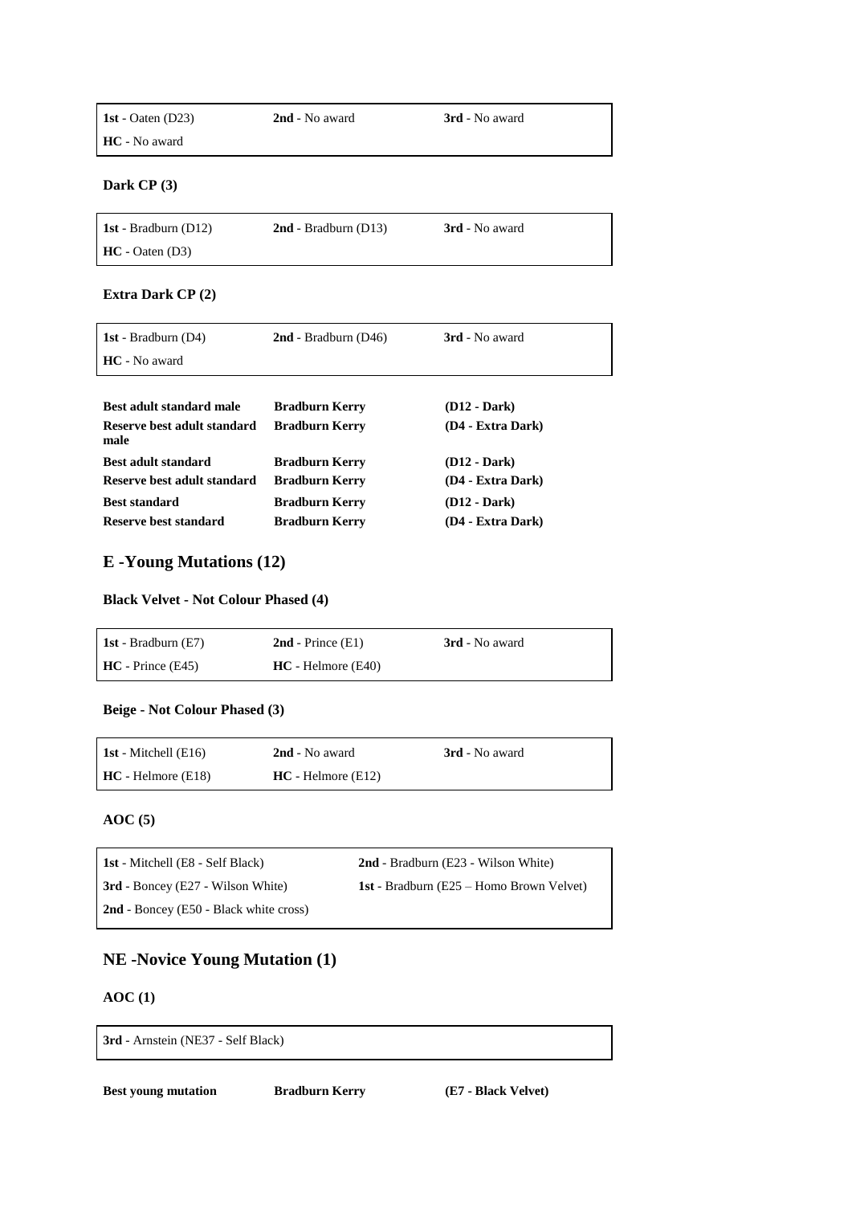| | | |
|---|---|---|
| **1st** - Oaten (D23) | **2nd** - No award | **3rd** - No award |
| **HC** - No award | | |

**Dark CP (3)**

| | | |
|---|---|---|
| **1st** - Bradburn (D12) | **2nd** - Bradburn (D13) | **3rd** - No award |
| **HC** - Oaten (D3) | | |

**Extra Dark CP (2)**

| | | |
|---|---|---|
| **1st** - Bradburn (D4) | **2nd** - Bradburn (D46) | **3rd** - No award |
| **HC** - No award | | |

| | | |
|---|---|---|
| **Best adult standard male** | **Bradburn Kerry** | **(D12 - Dark)** |
| **Reserve best adult standard male** | **Bradburn Kerry** | **(D4 - Extra Dark)** |
| **Best adult standard** | **Bradburn Kerry** | **(D12 - Dark)** |
| **Reserve best adult standard** | **Bradburn Kerry** | **(D4 - Extra Dark)** |
| **Best standard** | **Bradburn Kerry** | **(D12 - Dark)** |
| **Reserve best standard** | **Bradburn Kerry** | **(D4 - Extra Dark)** |

## E -Young Mutations (12)

**Black Velvet - Not Colour Phased (4)**

| | | |
|---|---|---|
| **1st** - Bradburn (E7) | **2nd** - Prince (E1) | **3rd** - No award |
| **HC** - Prince (E45) | **HC** - Helmore (E40) | |

**Beige - Not Colour Phased (3)**

| | | |
|---|---|---|
| **1st** - Mitchell (E16) | **2nd** - No award | **3rd** - No award |
| **HC** - Helmore (E18) | **HC** - Helmore (E12) | |

**AOC (5)**

| | |
|---|---|
| **1st** - Mitchell (E8 - Self Black) | **2nd** - Bradburn (E23 - Wilson White) |
| **3rd** - Boncey (E27 - Wilson White) | **1st** - Bradburn (E25 – Homo Brown Velvet) |
| **2nd** - Boncey (E50 - Black white cross) | |

## NE -Novice Young Mutation (1)

**AOC (1)**

| |
|---|
| **3rd** - Arnstein (NE37 - Self Black) |

| | | |
|---|---|---|
| **Best young mutation** | **Bradburn Kerry** | **(E7 - Black Velvet)** |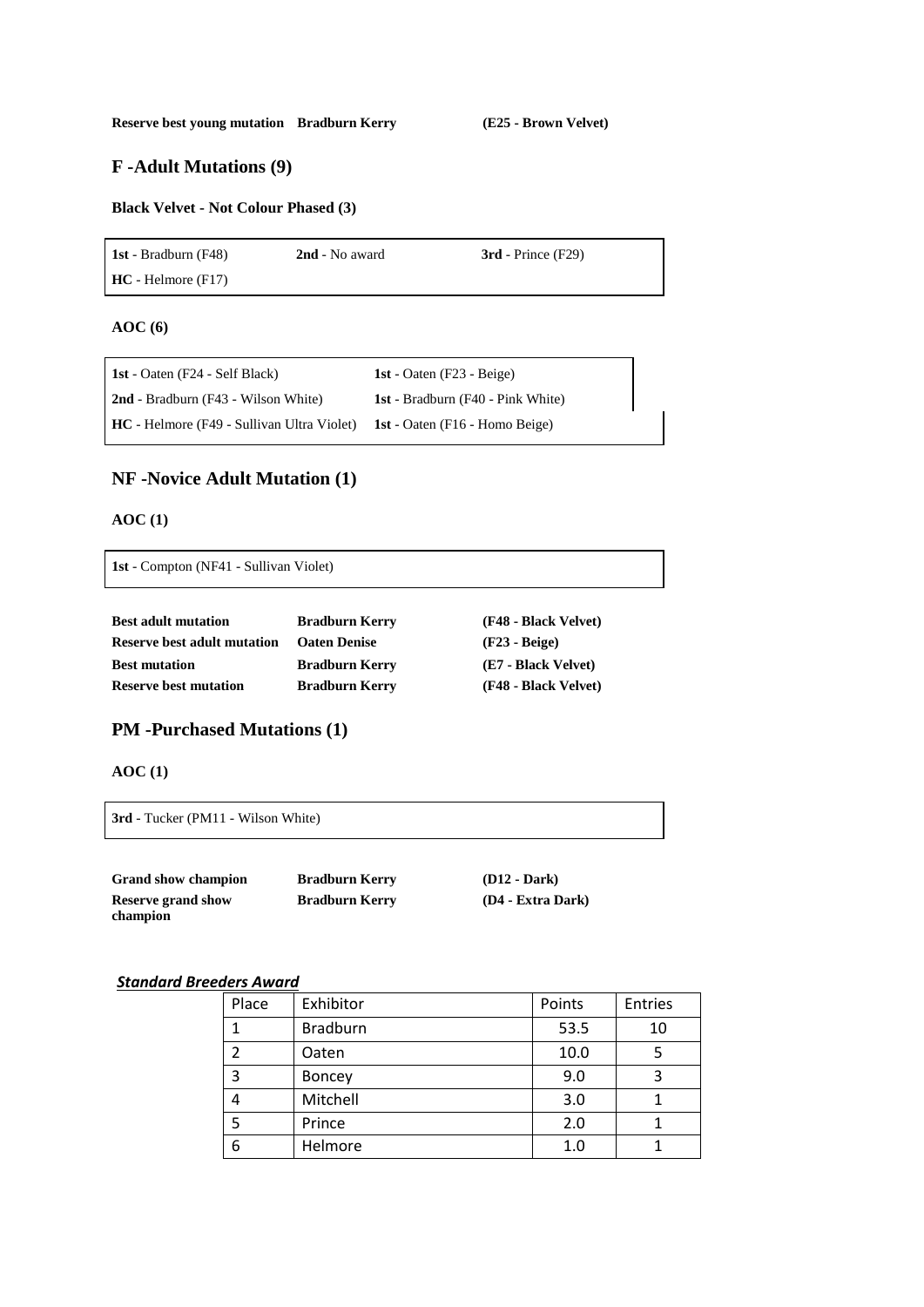**Reserve best young mutation** **Bradburn Kerry** **(E25 - Brown Velvet)**

## F -Adult Mutations (9)

**Black Velvet - Not Colour Phased (3)**

| | | |
|---|---|---|
| **1st** - Bradburn (F48) | **2nd** - No award | **3rd** - Prince (F29) |
| **HC** - Helmore (F17) | | |

**AOC (6)**

| | |
|---|---|
| **1st** - Oaten (F24 - Self Black) | **1st** - Oaten (F23 - Beige) |
| **2nd** - Bradburn (F43 - Wilson White) | **1st** - Bradburn (F40 - Pink White) |
| **HC** - Helmore (F49 - Sullivan Ultra Violet) | **1st** - Oaten (F16 - Homo Beige) |

## NF -Novice Adult Mutation (1)

**AOC (1)**

**1st** - Compton (NF41 - Sullivan Violet)

| | | |
|---|---|---|
| **Best adult mutation** | **Bradburn Kerry** | **(F48 - Black Velvet)** |
| **Reserve best adult mutation** | **Oaten Denise** | **(F23 - Beige)** |
| **Best mutation** | **Bradburn Kerry** | **(E7 - Black Velvet)** |
| **Reserve best mutation** | **Bradburn Kerry** | **(F48 - Black Velvet)** |

## PM -Purchased Mutations (1)

**AOC (1)**

**3rd** - Tucker (PM11 - Wilson White)

| | | |
|---|---|---|
| **Grand show champion** | **Bradburn Kerry** | **(D12 - Dark)** |
| **Reserve grand show champion** | **Bradburn Kerry** | **(D4 - Extra Dark)** |

***Standard Breeders Award***

| Place | Exhibitor | Points | Entries |
|---|---|---|---|
| 1 | Bradburn | 53.5 | 10 |
| 2 | Oaten | 10.0 | 5 |
| 3 | Boncey | 9.0 | 3 |
| 4 | Mitchell | 3.0 | 1 |
| 5 | Prince | 2.0 | 1 |
| 6 | Helmore | 1.0 | 1 |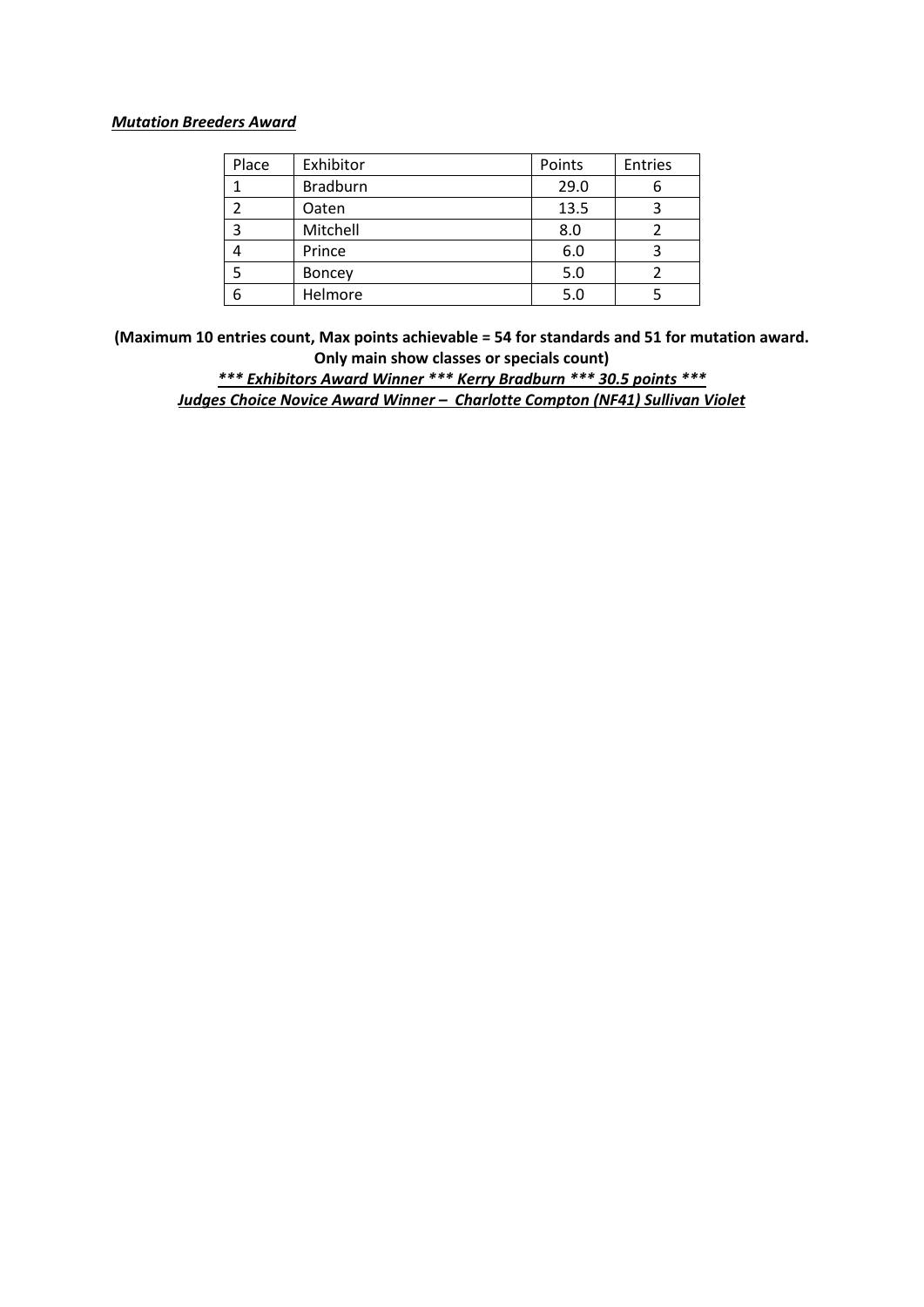***Mutation Breeders Award***

| Place | Exhibitor | Points | Entries |
|---|---|---|---|
| 1 | Bradburn | 29.0 | 6 |
| 2 | Oaten | 13.5 | 3 |
| 3 | Mitchell | 8.0 | 2 |
| 4 | Prince | 6.0 | 3 |
| 5 | Boncey | 5.0 | 2 |
| 6 | Helmore | 5.0 | 5 |

**(Maximum 10 entries count, Max points achievable = 54 for standards and 51 for mutation award. Only main show classes or specials count)**

***\*\*\* Exhibitors Award Winner \*\*\* Kerry Bradburn \*\*\* 30.5 points \*\*\****

***Judges Choice Novice Award Winner – Charlotte Compton (NF41) Sullivan Violet***